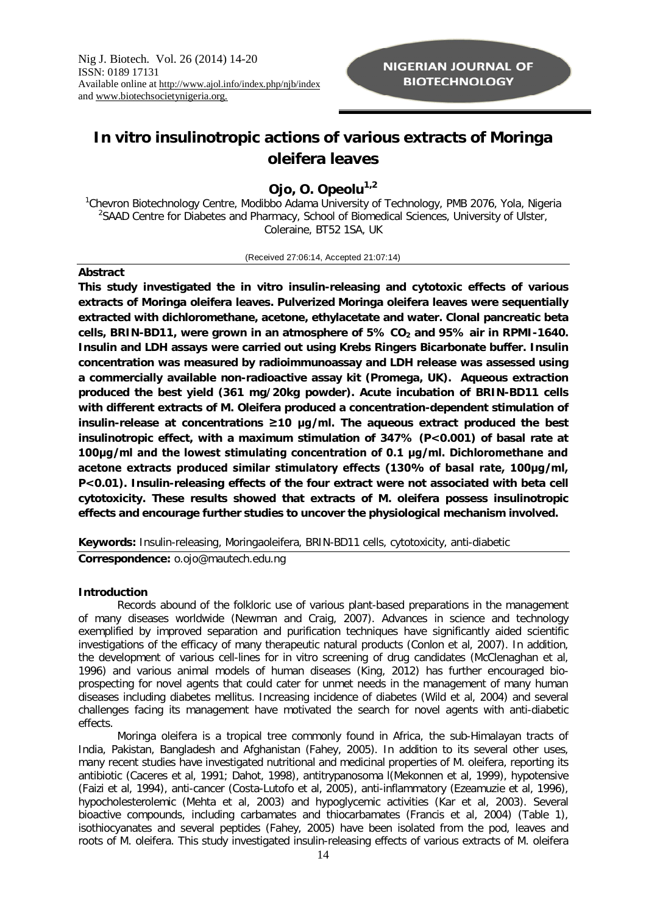# In vitro insulinotropic actions of various extracts of Moringa oleifera leaves

**Ojo, O. Opeolu[1,2]**

[1]Chevron Biotechnology Centre, Modibbo Adama University of Technology, PMB 2076, Yola, Nigeria
[2]SAAD Centre for Diabetes and Pharmacy, School of Biomedical Sciences, University of Ulster, Coleraine, BT52 1SA, UK

(Received 27:06:14, Accepted 21:07:14)

## Abstract

**This study investigated the in vitro insulin-releasing and cytotoxic effects of various extracts of Moringa oleifera leaves. Pulverized Moringa oleifera leaves were sequentially extracted with dichloromethane, acetone, ethylacetate and water. Clonal pancreatic beta cells, BRIN-BD11, were grown in an atmosphere of 5% $CO_2$ and 95% air in RPMI-1640. Insulin and LDH assays were carried out using Krebs Ringers Bicarbonate buffer. Insulin concentration was measured by radioimmunoassay and LDH release was assessed using a commercially available non-radioactive assay kit (Promega, UK). Aqueous extraction produced the best yield (361 mg/20kg powder). Acute incubation of BRIN-BD11 cells with different extracts of M. Oleifera produced a concentration-dependent stimulation of insulin-release at concentrations ≥10 µg/ml. The aqueous extract produced the best insulinotropic effect, with a maximum stimulation of 347% ($P<0.001$) of basal rate at 100µg/ml and the lowest stimulating concentration of 0.1 µg/ml. Dichloromethane and acetone extracts produced similar stimulatory effects (130% of basal rate, 100µg/ml, $P<0.01$). Insulin-releasing effects of the four extract were not associated with beta cell cytotoxicity. These results showed that extracts of M. oleifera possess insulinotropic effects and encourage further studies to uncover the physiological mechanism involved.**

**Keywords:** Insulin-releasing, Moringaoleifera, BRIN-BD11 cells, cytotoxicity, anti-diabetic

**Correspondence:** o.ojo@mautech.edu.ng

## Introduction

Records abound of the folkloric use of various plant-based preparations in the management of many diseases worldwide (Newman and Craig, 2007). Advances in science and technology exemplified by improved separation and purification techniques have significantly aided scientific investigations of the efficacy of many therapeutic natural products (Conlon et al, 2007). In addition, the development of various cell-lines for in vitro screening of drug candidates (McClenaghan et al, 1996) and various animal models of human diseases (King, 2012) has further encouraged bio-prospecting for novel agents that could cater for unmet needs in the management of many human diseases including diabetes mellitus. Increasing incidence of diabetes (Wild et al, 2004) and several challenges facing its management have motivated the search for novel agents with anti-diabetic effects.

Moringa oleifera is a tropical tree commonly found in Africa, the sub-Himalayan tracts of India, Pakistan, Bangladesh and Afghanistan (Fahey, 2005). In addition to its several other uses, many recent studies have investigated nutritional and medicinal properties of M. oleifera, reporting its antibiotic (Caceres et al, 1991; Dahot, 1998), antitrypanosoma l(Mekonnen et al, 1999), hypotensive (Faizi et al, 1994), anti-cancer (Costa-Lutofo et al, 2005), anti-inflammatory (Ezeamuzie et al, 1996), hypocholesterolemic (Mehta et al, 2003) and hypoglycemic activities (Kar et al, 2003). Several bioactive compounds, including carbamates and thiocarbamates (Francis et al, 2004) (Table 1), isothiocyanates and several peptides (Fahey, 2005) have been isolated from the pod, leaves and roots of M. oleifera. This study investigated insulin-releasing effects of various extracts of M. oleifera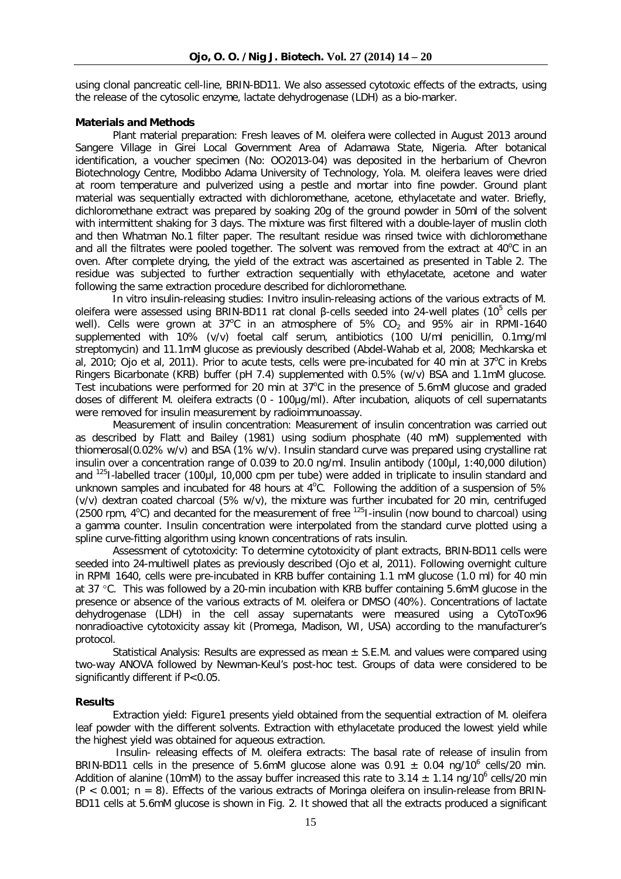using clonal pancreatic cell-line, BRIN-BD11. We also assessed cytotoxic effects of the extracts, using the release of the cytosolic enzyme, lactate dehydrogenase (LDH) as a bio-marker.

**Materials and Methods**

Plant material preparation: Fresh leaves of M. oleifera were collected in August 2013 around Sangere Village in Girei Local Government Area of Adamawa State, Nigeria. After botanical identification, a voucher specimen (No: OO2013-04) was deposited in the herbarium of Chevron Biotechnology Centre, Modibbo Adama University of Technology, Yola. M. oleifera leaves were dried at room temperature and pulverized using a pestle and mortar into fine powder. Ground plant material was sequentially extracted with dichloromethane, acetone, ethylacetate and water. Briefly, dichloromethane extract was prepared by soaking 20g of the ground powder in 50ml of the solvent with intermittent shaking for 3 days. The mixture was first filtered with a double-layer of muslin cloth and then Whatman No.1 filter paper. The resultant residue was rinsed twice with dichloromethane and all the filtrates were pooled together. The solvent was removed from the extract at 40°C in an oven. After complete drying, the yield of the extract was ascertained as presented in Table 2. The residue was subjected to further extraction sequentially with ethylacetate, acetone and water following the same extraction procedure described for dichloromethane.

In vitro insulin-releasing studies: Invitro insulin-releasing actions of the various extracts of M. oleifera were assessed using BRIN-BD11 rat clonal β-cells seeded into 24-well plates ($10^5$ cells per well). Cells were grown at 37°C in an atmosphere of 5% $CO_2$ and 95% air in RPMI-1640 supplemented with 10% (v/v) foetal calf serum, antibiotics (100 U/ml penicillin, 0.1mg/ml streptomycin) and 11.1mM glucose as previously described (Abdel-Wahab et al, 2008; Mechkarska et al, 2010; Ojo et al, 2011). Prior to acute tests, cells were pre-incubated for 40 min at 37°C in Krebs Ringers Bicarbonate (KRB) buffer (pH 7.4) supplemented with 0.5% (w/v) BSA and 1.1mM glucose. Test incubations were performed for 20 min at 37°C in the presence of 5.6mM glucose and graded doses of different M. oleifera extracts (0 - 100µg/ml). After incubation, aliquots of cell supernatants were removed for insulin measurement by radioimmunoassay.

Measurement of insulin concentration: Measurement of insulin concentration was carried out as described by Flatt and Bailey (1981) using sodium phosphate (40 mM) supplemented with thiomerosal(0.02% w/v) and BSA (1% w/v). Insulin standard curve was prepared using crystalline rat insulin over a concentration range of 0.039 to 20.0 ng/ml. Insulin antibody (100µl, 1:40,000 dilution) and $^{125}$I-labelled tracer (100µl, 10,000 cpm per tube) were added in triplicate to insulin standard and unknown samples and incubated for 48 hours at 4°C. Following the addition of a suspension of 5% (v/v) dextran coated charcoal (5% w/v), the mixture was further incubated for 20 min, centrifuged (2500 rpm, 4°C) and decanted for the measurement of free $^{125}$I-insulin (now bound to charcoal) using a gamma counter. Insulin concentration were interpolated from the standard curve plotted using a spline curve-fitting algorithm using known concentrations of rats insulin.

Assessment of cytotoxicity: To determine cytotoxicity of plant extracts, BRIN-BD11 cells were seeded into 24-multiwell plates as previously described (Ojo et al, 2011). Following overnight culture in RPMI 1640, cells were pre-incubated in KRB buffer containing 1.1 mM glucose (1.0 ml) for 40 min at 37 °C. This was followed by a 20-min incubation with KRB buffer containing 5.6mM glucose in the presence or absence of the various extracts of M. oleifera or DMSO (40%). Concentrations of lactate dehydrogenase (LDH) in the cell assay supernatants were measured using a CytoTox96 nonradioactive cytotoxicity assay kit (Promega, Madison, WI, USA) according to the manufacturer's protocol.

Statistical Analysis: Results are expressed as mean ± S.E.M. and values were compared using two-way ANOVA followed by Newman-Keul's post-hoc test. Groups of data were considered to be significantly different if $P<0.05$.

**Results**

Extraction yield: Figure1 presents yield obtained from the sequential extraction of M. oleifera leaf powder with the different solvents. Extraction with ethylacetate produced the lowest yield while the highest yield was obtained for aqueous extraction.

Insulin- releasing effects of M. oleifera extracts: The basal rate of release of insulin from BRIN-BD11 cells in the presence of 5.6mM glucose alone was 0.91 ± 0.04 ng/$10^6$ cells/20 min. Addition of alanine (10mM) to the assay buffer increased this rate to 3.14 ± 1.14 ng/$10^6$ cells/20 min ($P < 0.001$; n = 8). Effects of the various extracts of Moringa oleifera on insulin-release from BRIN-BD11 cells at 5.6mM glucose is shown in Fig. 2. It showed that all the extracts produced a significant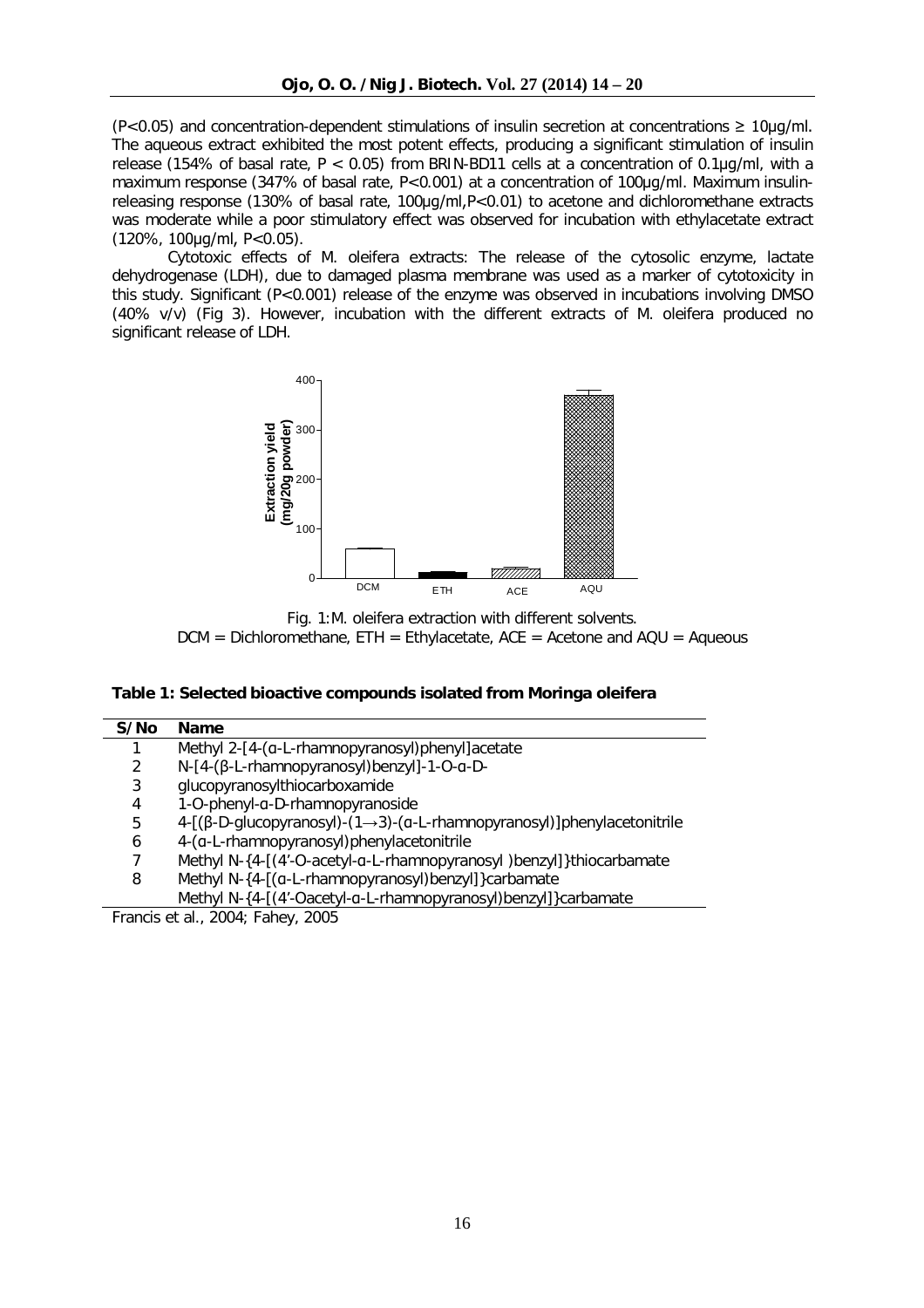(P<0.05) and concentration-dependent stimulations of insulin secretion at concentrations ≥ 10µg/ml. The aqueous extract exhibited the most potent effects, producing a significant stimulation of insulin release (154% of basal rate, P < 0.05) from BRIN-BD11 cells at a concentration of 0.1µg/ml, with a maximum response (347% of basal rate, P<0.001) at a concentration of 100µg/ml. Maximum insulin-releasing response (130% of basal rate, 100µg/ml,P<0.01) to acetone and dichloromethane extracts was moderate while a poor stimulatory effect was observed for incubation with ethylacetate extract (120%, 100µg/ml, P<0.05).

Cytotoxic effects of M. oleifera extracts: The release of the cytosolic enzyme, lactate dehydrogenase (LDH), due to damaged plasma membrane was used as a marker of cytotoxicity in this study. Significant (P<0.001) release of the enzyme was observed in incubations involving DMSO (40% v/v) (Fig 3). However, incubation with the different extracts of M. oleifera produced no significant release of LDH.

Fig. 1: M. oleifera extraction with different solvents.
DCM = Dichloromethane, ETH = Ethylacetate, ACE = Acetone and AQU = Aqueous

**Table 1: Selected bioactive compounds isolated from Moringa oleifera**

| S/No | Name |
|---|---|
| 1 | Methyl 2-[4-(α-L-rhamnopyranosyl)phenyl]acetate |
| 2 | N-[4-(β-L-rhamnopyranosyl)benzyl]-1-O-α-D- |
| 3 | glucopyranosylthiocarboxamide |
| 4 | 1-O-phenyl-α-D-rhamnopyranoside |
| 5 | 4-[(β-D-glucopyranosyl)-(1→3)-(α-L-rhamnopyranosyl)]phenylacetonitrile |
| 6 | 4-(α-L-rhamnopyranosyl)phenylacetonitrile |
| 7 | Methyl N-{4-[(4'-O-acetyl-α-L-rhamnopyranosyl )benzyl]}thiocarbamate |
| 8 | Methyl N-{4-[(α-L-rhamnopyranosyl)benzyl]}carbamate |
| | Methyl N-{4-[(4'-Oacetyl-α-L-rhamnopyranosyl)benzyl]}carbamate |

Francis et al., 2004; Fahey, 2005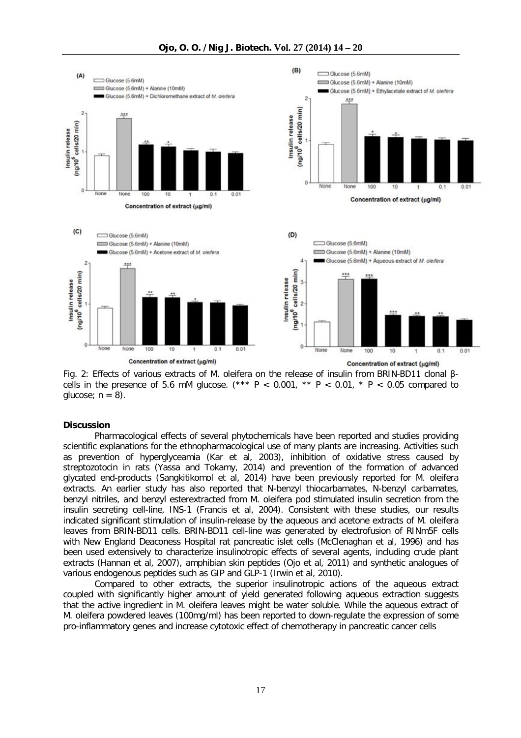Fig. 2: Effects of various extracts of M. oleifera on the release of insulin from BRIN-BD11 clonal β-cells in the presence of 5.6 mM glucose. (*** $P < 0.001$, ** $P < 0.01$, * $P < 0.05$ compared to glucose; $n = 8$).

**Discussion**

Pharmacological effects of several phytochemicals have been reported and studies providing scientific explanations for the ethnopharmacological use of many plants are increasing. Activities such as prevention of hyperglyceamia (Kar et al, 2003), inhibition of oxidative stress caused by streptozotocin in rats (Yassa and Tokamy, 2014) and prevention of the formation of advanced glycated end-products (Sangkitikomol et al, 2014) have been previously reported for M. oleifera extracts. An earlier study has also reported that N-benzyl thiocarbamates, N-benzyl carbamates, benzyl nitriles, and benzyl esterextracted from M. oleifera pod stimulated insulin secretion from the insulin secreting cell-line, INS-1 (Francis et al, 2004). Consistent with these studies, our results indicated significant stimulation of insulin-release by the aqueous and acetone extracts of M. oleifera leaves from BRIN-BD11 cells. BRIN-BD11 cell-line was generated by electrofusion of RINm5F cells with New England Deaconess Hospital rat pancreatic islet cells (McClenaghan et al, 1996) and has been used extensively to characterize insulinotropic effects of several agents, including crude plant extracts (Hannan et al, 2007), amphibian skin peptides (Ojo et al, 2011) and synthetic analogues of various endogenous peptides such as GIP and GLP-1 (Irwin et al, 2010).

Compared to other extracts, the superior insulinotropic actions of the aqueous extract coupled with significantly higher amount of yield generated following aqueous extraction suggests that the active ingredient in M. oleifera leaves might be water soluble. While the aqueous extract of M. oleifera powdered leaves (100mg/ml) has been reported to down-regulate the expression of some pro-inflammatory genes and increase cytotoxic effect of chemotherapy in pancreatic cancer cells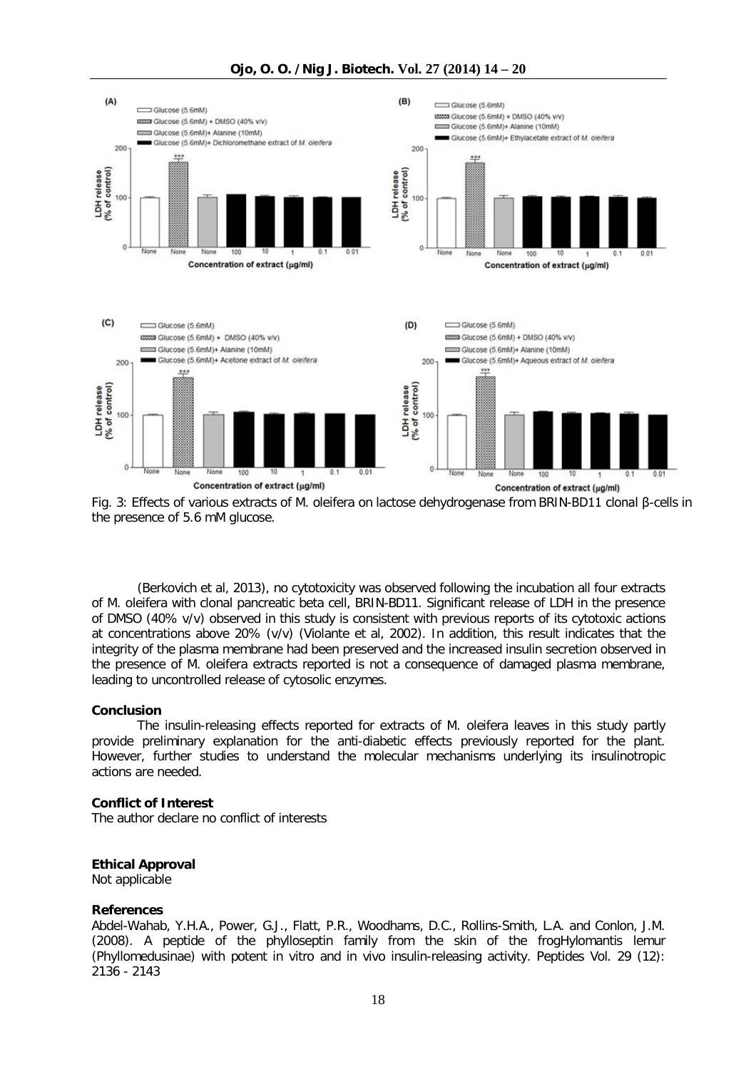Fig. 3: Effects of various extracts of M. oleifera on lactose dehydrogenase from BRIN-BD11 clonal β-cells in the presence of 5.6 mM glucose.

(Berkovich et al, 2013), no cytotoxicity was observed following the incubation all four extracts of M. oleifera with clonal pancreatic beta cell, BRIN-BD11. Significant release of LDH in the presence of DMSO (40% v/v) observed in this study is consistent with previous reports of its cytotoxic actions at concentrations above 20% (v/v) (Violante et al, 2002). In addition, this result indicates that the integrity of the plasma membrane had been preserved and the increased insulin secretion observed in the presence of M. oleifera extracts reported is not a consequence of damaged plasma membrane, leading to uncontrolled release of cytosolic enzymes.

**Conclusion**

The insulin-releasing effects reported for extracts of M. oleifera leaves in this study partly provide preliminary explanation for the anti-diabetic effects previously reported for the plant. However, further studies to understand the molecular mechanisms underlying its insulinotropic actions are needed.

**Conflict of Interest**

The author declare no conflict of interests

**Ethical Approval**

Not applicable

**References**

Abdel-Wahab, Y.H.A., Power, G.J., Flatt, P.R., Woodhams, D.C., Rollins-Smith, L.A. and Conlon, J.M. (2008). A peptide of the phylloseptin family from the skin of the frogHylomantis lemur (Phyllomedusinae) with potent in vitro and in vivo insulin-releasing activity. Peptides Vol. 29 (12): 2136 - 2143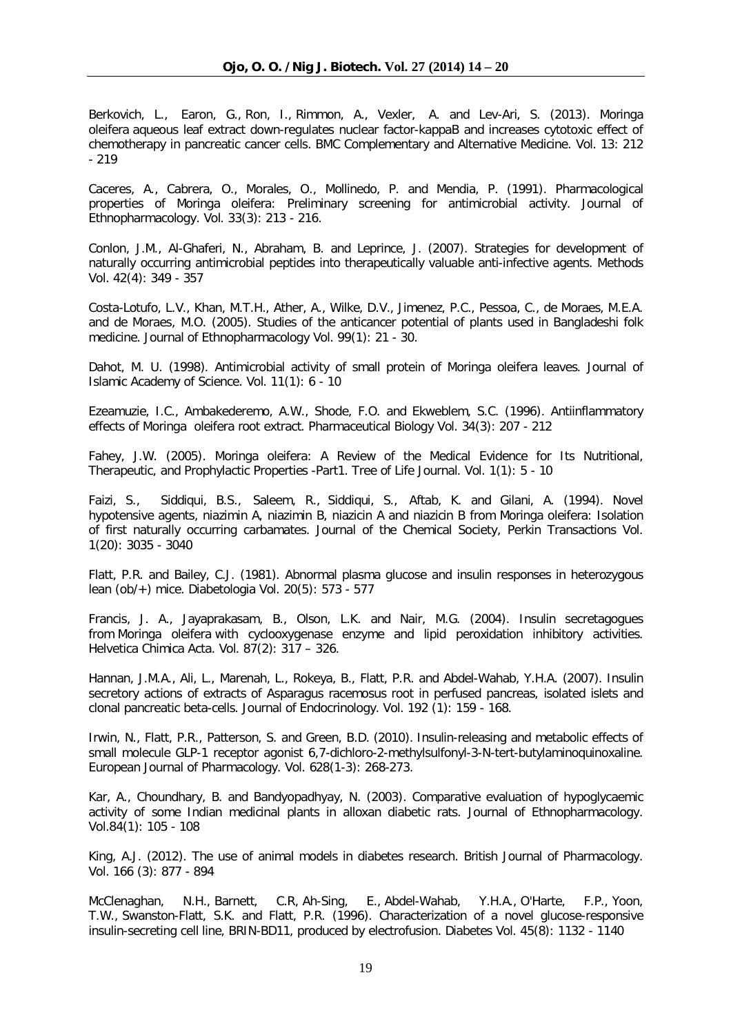Berkovich, L., Earon, G., Ron, I., Rimmon, A., Vexler, A. and Lev-Ari, S. (2013). Moringa oleifera aqueous leaf extract down-regulates nuclear factor-kappaB and increases cytotoxic effect of chemotherapy in pancreatic cancer cells. BMC Complementary and Alternative Medicine. Vol. 13: 212 - 219

Caceres, A., Cabrera, O., Morales, O., Mollinedo, P. and Mendia, P. (1991). Pharmacological properties of Moringa oleifera: Preliminary screening for antimicrobial activity. Journal of Ethnopharmacology. Vol. 33(3): 213 - 216.

Conlon, J.M., Al-Ghaferi, N., Abraham, B. and Leprince, J. (2007). Strategies for development of naturally occurring antimicrobial peptides into therapeutically valuable anti-infective agents. Methods Vol. 42(4): 349 - 357

Costa-Lotufo, L.V., Khan, M.T.H., Ather, A., Wilke, D.V., Jimenez, P.C., Pessoa, C., de Moraes, M.E.A. and de Moraes, M.O. (2005). Studies of the anticancer potential of plants used in Bangladeshi folk medicine. Journal of Ethnopharmacology Vol. 99(1): 21 - 30.

Dahot, M. U. (1998). Antimicrobial activity of small protein of Moringa oleifera leaves. Journal of Islamic Academy of Science. Vol. 11(1): 6 - 10

Ezeamuzie, I.C., Ambakederemo, A.W., Shode, F.O. and Ekweblem, S.C. (1996). Antiinflammatory effects of Moringa oleifera root extract. Pharmaceutical Biology Vol. 34(3): 207 - 212

Fahey, J.W. (2005). Moringa oleifera: A Review of the Medical Evidence for Its Nutritional, Therapeutic, and Prophylactic Properties -Part1. Tree of Life Journal. Vol. 1(1): 5 - 10

Faizi, S., Siddiqui, B.S., Saleem, R., Siddiqui, S., Aftab, K. and Gilani, A. (1994). Novel hypotensive agents, niazimin A, niazimin B, niazicin A and niazicin B from Moringa oleifera: Isolation of first naturally occurring carbamates. Journal of the Chemical Society, Perkin Transactions Vol. 1(20): 3035 - 3040

Flatt, P.R. and Bailey, C.J. (1981). Abnormal plasma glucose and insulin responses in heterozygous lean (ob/+) mice. Diabetologia Vol. 20(5): 573 - 577

Francis, J. A., Jayaprakasam, B., Olson, L.K. and Nair, M.G. (2004). Insulin secretagogues from Moringa oleifera with cyclooxygenase enzyme and lipid peroxidation inhibitory activities. Helvetica Chimica Acta. Vol. 87(2): 317 – 326.

Hannan, J.M.A., Ali, L., Marenah, L., Rokeya, B., Flatt, P.R. and Abdel-Wahab, Y.H.A. (2007). Insulin secretory actions of extracts of Asparagus racemosus root in perfused pancreas, isolated islets and clonal pancreatic beta-cells. Journal of Endocrinology. Vol. 192 (1): 159 - 168.

Irwin, N., Flatt, P.R., Patterson, S. and Green, B.D. (2010). Insulin-releasing and metabolic effects of small molecule GLP-1 receptor agonist 6,7-dichloro-2-methylsulfonyl-3-N-tert-butylaminoquinoxaline. European Journal of Pharmacology. Vol. 628(1-3): 268-273.

Kar, A., Choundhary, B. and Bandyopadhyay, N. (2003). Comparative evaluation of hypoglycaemic activity of some Indian medicinal plants in alloxan diabetic rats. Journal of Ethnopharmacology. Vol.84(1): 105 - 108

King, A.J. (2012). The use of animal models in diabetes research. British Journal of Pharmacology. Vol. 166 (3): 877 - 894

McClenaghan, N.H., Barnett, C.R, Ah-Sing, E., Abdel-Wahab, Y.H.A., O'Harte, F.P., Yoon, T.W., Swanston-Flatt, S.K. and Flatt, P.R. (1996). Characterization of a novel glucose-responsive insulin-secreting cell line, BRIN-BD11, produced by electrofusion. Diabetes Vol. 45(8): 1132 - 1140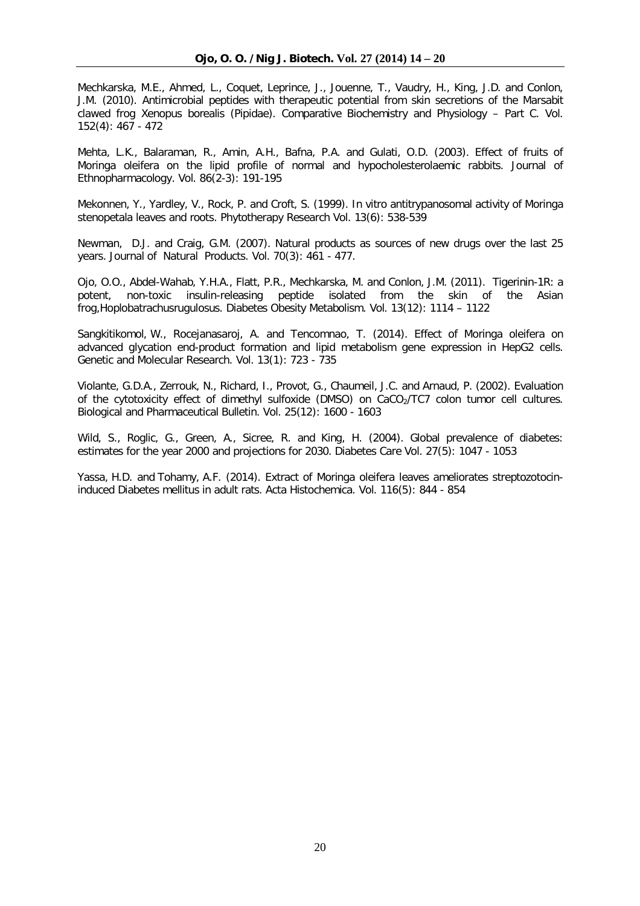Mechkarska, M.E., Ahmed, L., Coquet, Leprince, J., Jouenne, T., Vaudry, H., King, J.D. and Conlon, J.M. (2010). Antimicrobial peptides with therapeutic potential from skin secretions of the Marsabit clawed frog Xenopus borealis (Pipidae). Comparative Biochemistry and Physiology – Part C. Vol. 152(4): 467 - 472

Mehta, L.K., Balaraman, R., Amin, A.H., Bafna, P.A. and Gulati, O.D. (2003). Effect of fruits of Moringa oleifera on the lipid profile of normal and hypocholesterolaemic rabbits. Journal of Ethnopharmacology. Vol. 86(2-3): 191-195

Mekonnen, Y., Yardley, V., Rock, P. and Croft, S. (1999). In vitro antitrypanosomal activity of Moringa stenopetala leaves and roots. Phytotherapy Research Vol. 13(6): 538-539

Newman, D.J. and Craig, G.M. (2007). Natural products as sources of new drugs over the last 25 years. Journal of Natural Products. Vol. 70(3): 461 - 477.

Ojo, O.O., Abdel-Wahab, Y.H.A., Flatt, P.R., Mechkarska, M. and Conlon, J.M. (2011). Tigerinin-1R: a potent, non-toxic insulin-releasing peptide isolated from the skin of the Asian frog,Hoplobatrachusrugulosus. Diabetes Obesity Metabolism. Vol. 13(12): 1114 – 1122

Sangkitikomol, W., Rocejanasaroj, A. and Tencomnao, T. (2014). Effect of Moringa oleifera on advanced glycation end-product formation and lipid metabolism gene expression in HepG2 cells. Genetic and Molecular Research. Vol. 13(1): 723 - 735

Violante, G.D.A., Zerrouk, N., Richard, I., Provot, G., Chaumeil, J.C. and Arnaud, P. (2002). Evaluation of the cytotoxicity effect of dimethyl sulfoxide (DMSO) on $CaCO_2$/TC7 colon tumor cell cultures. Biological and Pharmaceutical Bulletin. Vol. 25(12): 1600 - 1603

Wild, S., Roglic, G., Green, A., Sicree, R. and King, H. (2004). Global prevalence of diabetes: estimates for the year 2000 and projections for 2030. Diabetes Care Vol. 27(5): 1047 - 1053

Yassa, H.D. and Tohamy, A.F. (2014). Extract of Moringa oleifera leaves ameliorates streptozotocin-induced Diabetes mellitus in adult rats. Acta Histochemica. Vol. 116(5): 844 - 854